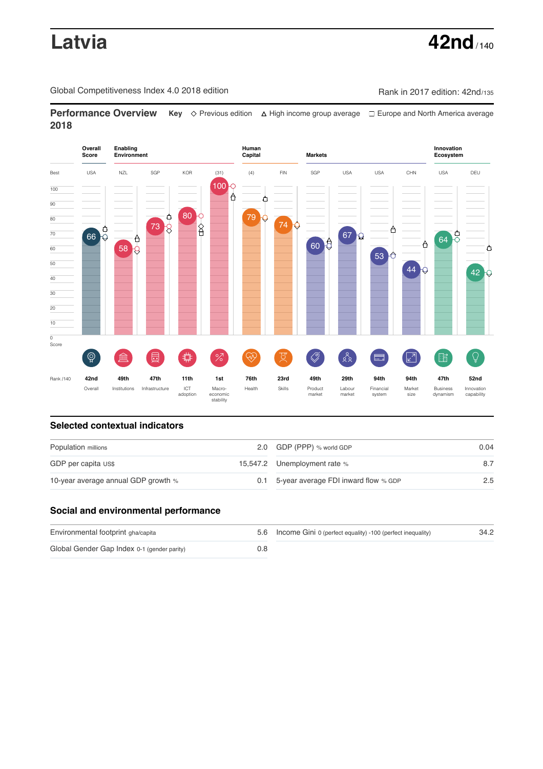# Latvia

**42nd** / 140

Global Competitiveness Index 4.0 2018 edition

Rank in 2017 edition: 42nd/135

## Performance Overview 2018

**Key** ◇ Previous edition △ High income group average □ Europe and North America average

Overall Score
Enabling Environment
Human Capital
Markets
Innovation Ecosystem

Best: USA, NZL, SGP, KOR, (31), (4), FIN, SGP, USA, USA, CHN, USA, DEU

100
90
80
70
60
50
40
30
20
10
0
Score

66, 58, 73, 80, 100, 79, 74, 60, 67, 53, 44, 64, 42

Rank /140

42nd Overall
49th Institutions
47th Infrastructure
11th ICT adoption
1st Macro-economic stability
76th Health
23rd Skills
49th Product market
29th Labour market
94th Financial system
94th Market size
47th Business dynamism
52nd Innovation capability

## Selected contextual indicators

| | | | |
|---|---|---|---|
| Population millions | 2.0 | GDP (PPP) % world GDP | 0.04 |
| GDP per capita US$ | 15,547.2 | Unemployment rate % | 8.7 |
| 10-year average annual GDP growth % | 0.1 | 5-year average FDI inward flow % GDP | 2.5 |

## Social and environmental performance

| | | | |
|---|---|---|---|
| Environmental footprint gha/capita | 5.6 | Income Gini 0 (perfect equality) -100 (perfect inequality) | 34.2 |
| Global Gender Gap Index 0-1 (gender parity) | 0.8 | | |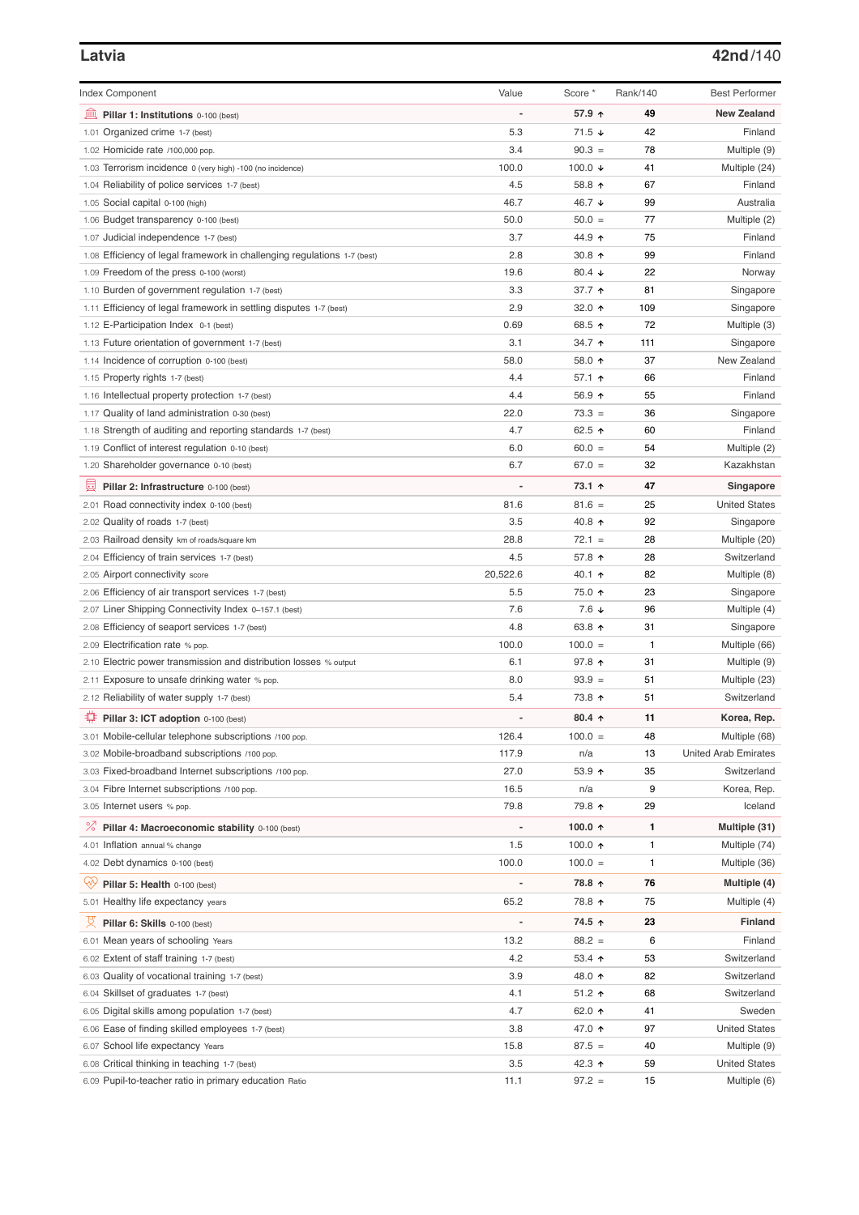## Latvia

**42nd**/140

| Index Component | Value | Score * | Rank/140 | Best Performer |
|---|---|---|---|---|
| **Pillar 1: Institutions** 0-100 (best) | - | **57.9 ↑** | **49** | **New Zealand** |
| 1.01 Organized crime 1-7 (best) | 5.3 | 71.5 ↓ | 42 | Finland |
| 1.02 Homicide rate /100,000 pop. | 3.4 | 90.3 = | 78 | Multiple (9) |
| 1.03 Terrorism incidence 0 (very high) -100 (no incidence) | 100.0 | 100.0 ↓ | 41 | Multiple (24) |
| 1.04 Reliability of police services 1-7 (best) | 4.5 | 58.8 ↑ | 67 | Finland |
| 1.05 Social capital 0-100 (high) | 46.7 | 46.7 ↓ | 99 | Australia |
| 1.06 Budget transparency 0-100 (best) | 50.0 | 50.0 = | 77 | Multiple (2) |
| 1.07 Judicial independence 1-7 (best) | 3.7 | 44.9 ↑ | 75 | Finland |
| 1.08 Efficiency of legal framework in challenging regulations 1-7 (best) | 2.8 | 30.8 ↑ | 99 | Finland |
| 1.09 Freedom of the press 0-100 (worst) | 19.6 | 80.4 ↓ | 22 | Norway |
| 1.10 Burden of government regulation 1-7 (best) | 3.3 | 37.7 ↑ | 81 | Singapore |
| 1.11 Efficiency of legal framework in settling disputes 1-7 (best) | 2.9 | 32.0 ↑ | 109 | Singapore |
| 1.12 E-Participation Index 0-1 (best) | 0.69 | 68.5 ↑ | 72 | Multiple (3) |
| 1.13 Future orientation of government 1-7 (best) | 3.1 | 34.7 ↑ | 111 | Singapore |
| 1.14 Incidence of corruption 0-100 (best) | 58.0 | 58.0 ↑ | 37 | New Zealand |
| 1.15 Property rights 1-7 (best) | 4.4 | 57.1 ↑ | 66 | Finland |
| 1.16 Intellectual property protection 1-7 (best) | 4.4 | 56.9 ↑ | 55 | Finland |
| 1.17 Quality of land administration 0-30 (best) | 22.0 | 73.3 = | 36 | Singapore |
| 1.18 Strength of auditing and reporting standards 1-7 (best) | 4.7 | 62.5 ↑ | 60 | Finland |
| 1.19 Conflict of interest regulation 0-10 (best) | 6.0 | 60.0 = | 54 | Multiple (2) |
| 1.20 Shareholder governance 0-10 (best) | 6.7 | 67.0 = | 32 | Kazakhstan |
| **Pillar 2: Infrastructure** 0-100 (best) | - | **73.1 ↑** | **47** | **Singapore** |
| 2.01 Road connectivity index 0-100 (best) | 81.6 | 81.6 = | 25 | United States |
| 2.02 Quality of roads 1-7 (best) | 3.5 | 40.8 ↑ | 92 | Singapore |
| 2.03 Railroad density km of roads/square km | 28.8 | 72.1 = | 28 | Multiple (20) |
| 2.04 Efficiency of train services 1-7 (best) | 4.5 | 57.8 ↑ | 28 | Switzerland |
| 2.05 Airport connectivity score | 20,522.6 | 40.1 ↑ | 82 | Multiple (8) |
| 2.06 Efficiency of air transport services 1-7 (best) | 5.5 | 75.0 ↑ | 23 | Singapore |
| 2.07 Liner Shipping Connectivity Index 0–157.1 (best) | 7.6 | 7.6 ↓ | 96 | Multiple (4) |
| 2.08 Efficiency of seaport services 1-7 (best) | 4.8 | 63.8 ↑ | 31 | Singapore |
| 2.09 Electrification rate % pop. | 100.0 | 100.0 = | 1 | Multiple (66) |
| 2.10 Electric power transmission and distribution losses % output | 6.1 | 97.8 ↑ | 31 | Multiple (9) |
| 2.11 Exposure to unsafe drinking water % pop. | 8.0 | 93.9 = | 51 | Multiple (23) |
| 2.12 Reliability of water supply 1-7 (best) | 5.4 | 73.8 ↑ | 51 | Switzerland |
| **Pillar 3: ICT adoption** 0-100 (best) | - | **80.4 ↑** | **11** | **Korea, Rep.** |
| 3.01 Mobile-cellular telephone subscriptions /100 pop. | 126.4 | 100.0 = | 48 | Multiple (68) |
| 3.02 Mobile-broadband subscriptions /100 pop. | 117.9 | n/a | 13 | United Arab Emirates |
| 3.03 Fixed-broadband Internet subscriptions /100 pop. | 27.0 | 53.9 ↑ | 35 | Switzerland |
| 3.04 Fibre Internet subscriptions /100 pop. | 16.5 | n/a | 9 | Korea, Rep. |
| 3.05 Internet users % pop. | 79.8 | 79.8 ↑ | 29 | Iceland |
| **Pillar 4: Macroeconomic stability** 0-100 (best) | - | **100.0 ↑** | **1** | **Multiple (31)** |
| 4.01 Inflation annual % change | 1.5 | 100.0 ↑ | 1 | Multiple (74) |
| 4.02 Debt dynamics 0-100 (best) | 100.0 | 100.0 = | 1 | Multiple (36) |
| **Pillar 5: Health** 0-100 (best) | - | **78.8 ↑** | **76** | **Multiple (4)** |
| 5.01 Healthy life expectancy years | 65.2 | 78.8 ↑ | 75 | Multiple (4) |
| **Pillar 6: Skills** 0-100 (best) | - | **74.5 ↑** | **23** | **Finland** |
| 6.01 Mean years of schooling Years | 13.2 | 88.2 = | 6 | Finland |
| 6.02 Extent of staff training 1-7 (best) | 4.2 | 53.4 ↑ | 53 | Switzerland |
| 6.03 Quality of vocational training 1-7 (best) | 3.9 | 48.0 ↑ | 82 | Switzerland |
| 6.04 Skillset of graduates 1-7 (best) | 4.1 | 51.2 ↑ | 68 | Switzerland |
| 6.05 Digital skills among population 1-7 (best) | 4.7 | 62.0 ↑ | 41 | Sweden |
| 6.06 Ease of finding skilled employees 1-7 (best) | 3.8 | 47.0 ↑ | 97 | United States |
| 6.07 School life expectancy Years | 15.8 | 87.5 = | 40 | Multiple (9) |
| 6.08 Critical thinking in teaching 1-7 (best) | 3.5 | 42.3 ↑ | 59 | United States |
| 6.09 Pupil-to-teacher ratio in primary education Ratio | 11.1 | 97.2 = | 15 | Multiple (6) |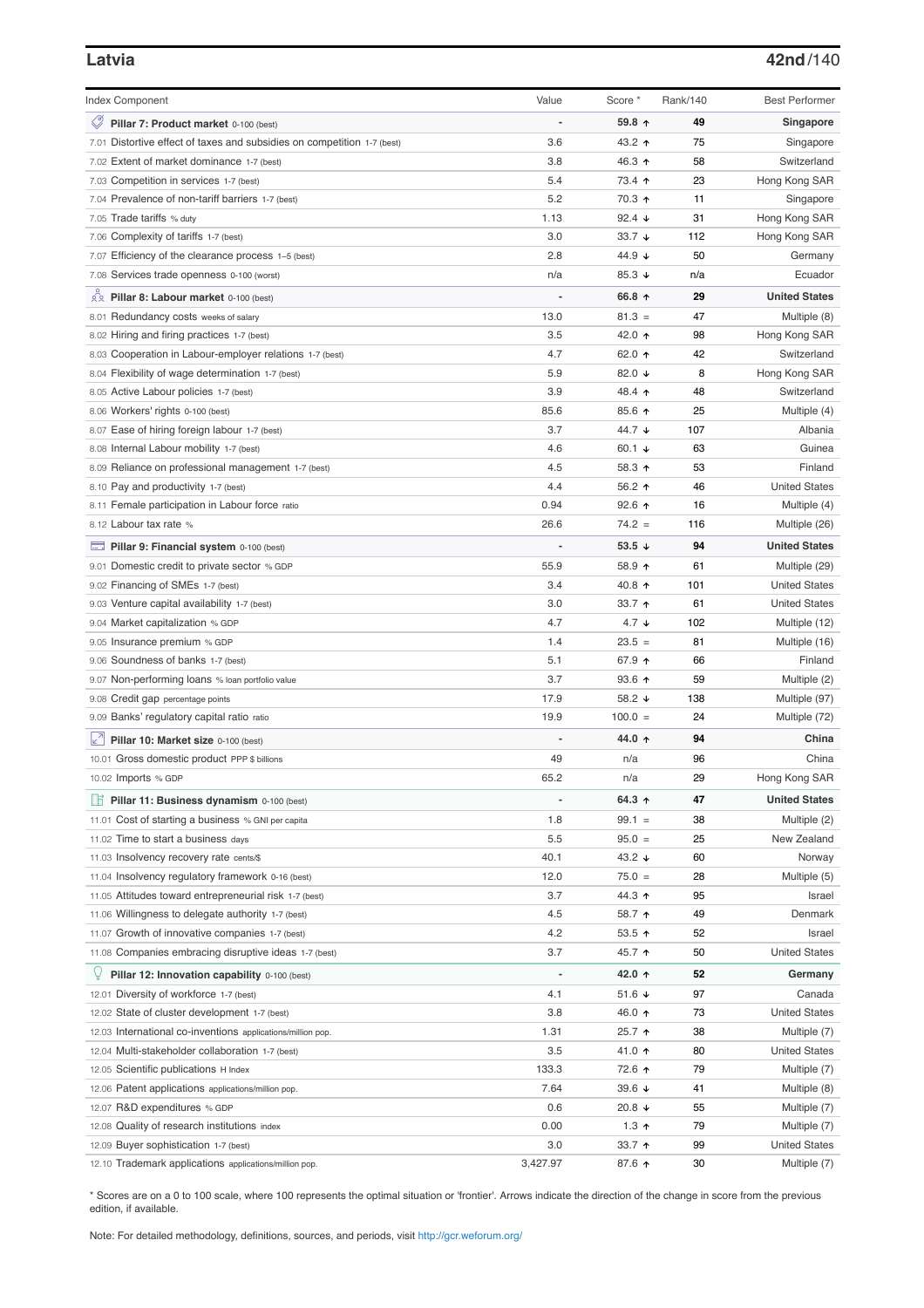## Latvia

**42nd**/140

| Index Component | Value | Score * | Rank/140 | Best Performer |
|---|---|---|---|---|
| **Pillar 7: Product market** 0-100 (best) | - | **59.8 ↑** | **49** | **Singapore** |
| 7.01 Distortive effect of taxes and subsidies on competition 1-7 (best) | 3.6 | 43.2 ↑ | 75 | Singapore |
| 7.02 Extent of market dominance 1-7 (best) | 3.8 | 46.3 ↑ | 58 | Switzerland |
| 7.03 Competition in services 1-7 (best) | 5.4 | 73.4 ↑ | 23 | Hong Kong SAR |
| 7.04 Prevalence of non-tariff barriers 1-7 (best) | 5.2 | 70.3 ↑ | 11 | Singapore |
| 7.05 Trade tariffs % duty | 1.13 | 92.4 ↓ | 31 | Hong Kong SAR |
| 7.06 Complexity of tariffs 1-7 (best) | 3.0 | 33.7 ↓ | 112 | Hong Kong SAR |
| 7.07 Efficiency of the clearance process 1–5 (best) | 2.8 | 44.9 ↓ | 50 | Germany |
| 7.08 Services trade openness 0-100 (worst) | n/a | 85.3 ↓ | n/a | Ecuador |
| **Pillar 8: Labour market** 0-100 (best) | - | **66.8 ↑** | **29** | **United States** |
| 8.01 Redundancy costs weeks of salary | 13.0 | 81.3 = | 47 | Multiple (8) |
| 8.02 Hiring and firing practices 1-7 (best) | 3.5 | 42.0 ↑ | 98 | Hong Kong SAR |
| 8.03 Cooperation in Labour-employer relations 1-7 (best) | 4.7 | 62.0 ↑ | 42 | Switzerland |
| 8.04 Flexibility of wage determination 1-7 (best) | 5.9 | 82.0 ↓ | 8 | Hong Kong SAR |
| 8.05 Active Labour policies 1-7 (best) | 3.9 | 48.4 ↑ | 48 | Switzerland |
| 8.06 Workers' rights 0-100 (best) | 85.6 | 85.6 ↑ | 25 | Multiple (4) |
| 8.07 Ease of hiring foreign labour 1-7 (best) | 3.7 | 44.7 ↓ | 107 | Albania |
| 8.08 Internal Labour mobility 1-7 (best) | 4.6 | 60.1 ↓ | 63 | Guinea |
| 8.09 Reliance on professional management 1-7 (best) | 4.5 | 58.3 ↑ | 53 | Finland |
| 8.10 Pay and productivity 1-7 (best) | 4.4 | 56.2 ↑ | 46 | United States |
| 8.11 Female participation in Labour force ratio | 0.94 | 92.6 ↑ | 16 | Multiple (4) |
| 8.12 Labour tax rate % | 26.6 | 74.2 = | 116 | Multiple (26) |
| **Pillar 9: Financial system** 0-100 (best) | - | **53.5 ↓** | **94** | **United States** |
| 9.01 Domestic credit to private sector % GDP | 55.9 | 58.9 ↑ | 61 | Multiple (29) |
| 9.02 Financing of SMEs 1-7 (best) | 3.4 | 40.8 ↑ | 101 | United States |
| 9.03 Venture capital availability 1-7 (best) | 3.0 | 33.7 ↑ | 61 | United States |
| 9.04 Market capitalization % GDP | 4.7 | 4.7 ↓ | 102 | Multiple (12) |
| 9.05 Insurance premium % GDP | 1.4 | 23.5 = | 81 | Multiple (16) |
| 9.06 Soundness of banks 1-7 (best) | 5.1 | 67.9 ↑ | 66 | Finland |
| 9.07 Non-performing loans % loan portfolio value | 3.7 | 93.6 ↑ | 59 | Multiple (2) |
| 9.08 Credit gap percentage points | 17.9 | 58.2 ↓ | 138 | Multiple (97) |
| 9.09 Banks' regulatory capital ratio ratio | 19.9 | 100.0 = | 24 | Multiple (72) |
| **Pillar 10: Market size** 0-100 (best) | - | **44.0 ↑** | **94** | **China** |
| 10.01 Gross domestic product PPP $ billions | 49 | n/a | 96 | China |
| 10.02 Imports % GDP | 65.2 | n/a | 29 | Hong Kong SAR |
| **Pillar 11: Business dynamism** 0-100 (best) | - | **64.3 ↑** | **47** | **United States** |
| 11.01 Cost of starting a business % GNI per capita | 1.8 | 99.1 = | 38 | Multiple (2) |
| 11.02 Time to start a business days | 5.5 | 95.0 = | 25 | New Zealand |
| 11.03 Insolvency recovery rate cents/$ | 40.1 | 43.2 ↓ | 60 | Norway |
| 11.04 Insolvency regulatory framework 0-16 (best) | 12.0 | 75.0 = | 28 | Multiple (5) |
| 11.05 Attitudes toward entrepreneurial risk 1-7 (best) | 3.7 | 44.3 ↑ | 95 | Israel |
| 11.06 Willingness to delegate authority 1-7 (best) | 4.5 | 58.7 ↑ | 49 | Denmark |
| 11.07 Growth of innovative companies 1-7 (best) | 4.2 | 53.5 ↑ | 52 | Israel |
| 11.08 Companies embracing disruptive ideas 1-7 (best) | 3.7 | 45.7 ↑ | 50 | United States |
| **Pillar 12: Innovation capability** 0-100 (best) | - | **42.0 ↑** | **52** | **Germany** |
| 12.01 Diversity of workforce 1-7 (best) | 4.1 | 51.6 ↓ | 97 | Canada |
| 12.02 State of cluster development 1-7 (best) | 3.8 | 46.0 ↑ | 73 | United States |
| 12.03 International co-inventions applications/million pop. | 1.31 | 25.7 ↑ | 38 | Multiple (7) |
| 12.04 Multi-stakeholder collaboration 1-7 (best) | 3.5 | 41.0 ↑ | 80 | United States |
| 12.05 Scientific publications H Index | 133.3 | 72.6 ↑ | 79 | Multiple (7) |
| 12.06 Patent applications applications/million pop. | 7.64 | 39.6 ↓ | 41 | Multiple (8) |
| 12.07 R&D expenditures % GDP | 0.6 | 20.8 ↓ | 55 | Multiple (7) |
| 12.08 Quality of research institutions index | 0.00 | 1.3 ↑ | 79 | Multiple (7) |
| 12.09 Buyer sophistication 1-7 (best) | 3.0 | 33.7 ↑ | 99 | United States |
| 12.10 Trademark applications applications/million pop. | 3,427.97 | 87.6 ↑ | 30 | Multiple (7) |

* Scores are on a 0 to 100 scale, where 100 represents the optimal situation or 'frontier'. Arrows indicate the direction of the change in score from the previous edition, if available.

Note: For detailed methodology, definitions, sources, and periods, visit http://gcr.weforum.org/